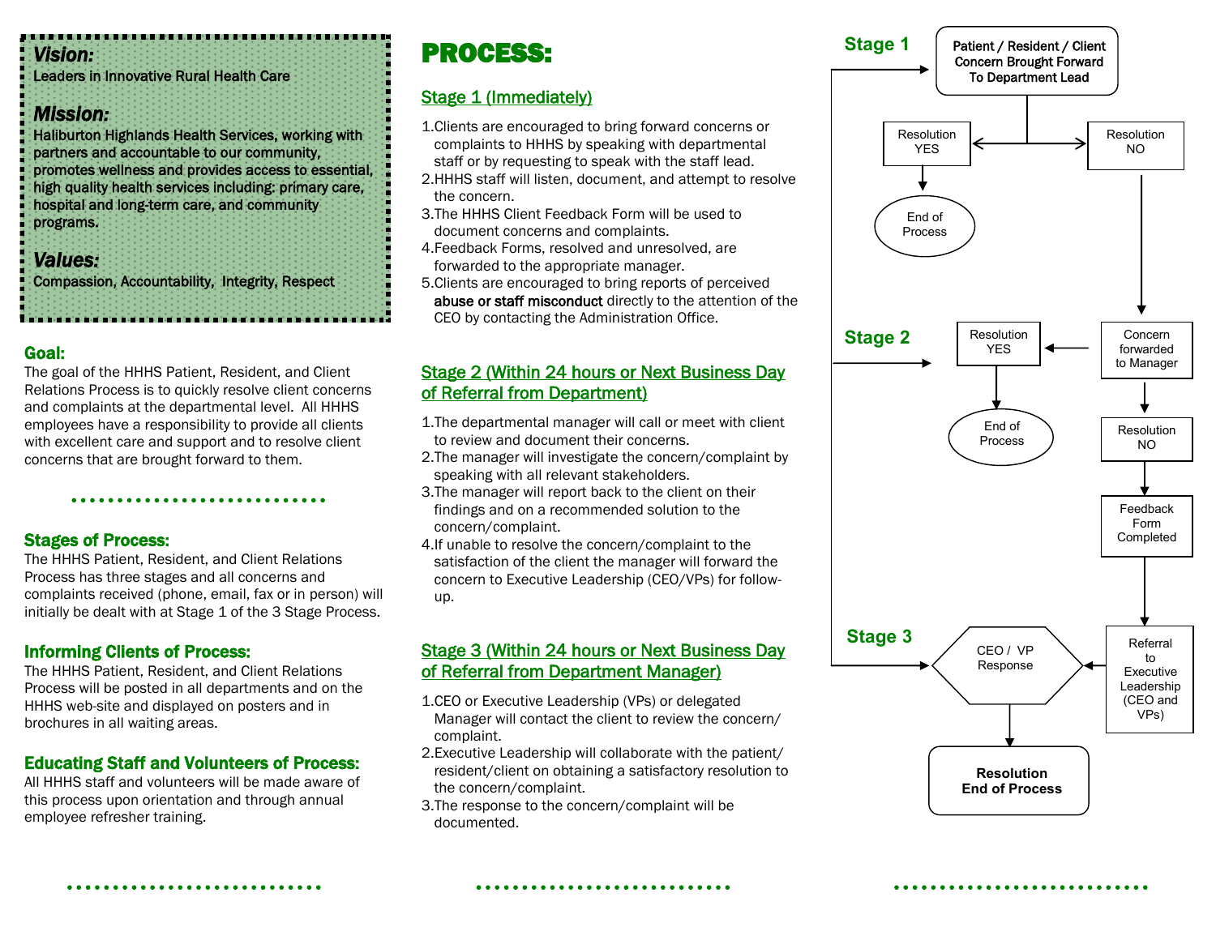## Vision:

Leaders in Innovative Rural Health Care

## Mission:

Haliburton Highlands Health Services, working with partners and accountable to our community, promotes wellness and provides access to essential, high quality health services including: primary care, hospital and long-term care, and community programs.

## Values:

Compassion, Accountability, Integrity, Respect

### Goal:

The goal of the HHHS Patient, Resident, and Client Relations Process is to quickly resolve client concerns and complaints at the departmental level. All HHHS employees have a responsibility to provide all clients with excellent care and support and to resolve client concerns that are brought forward to them.

### Stages of Process:

The HHHS Patient, Resident, and Client Relations Process has three stages and all concerns and complaints received (phone, email, fax or in person) will initially be dealt with at Stage 1 of the 3 Stage Process.

### Informing Clients of Process:

The HHHS Patient, Resident, and Client Relations Process will be posted in all departments and on the HHHS web-site and displayed on posters and in brochures in all waiting areas.

### Educating Staff and Volunteers of Process:

All HHHS staff and volunteers will be made aware of this process upon orientation and through annual employee refresher training.

# PROCESS:

## Stage 1 (Immediately)

1. Clients are encouraged to bring forward concerns or complaints to HHHS by speaking with departmental staff or by requesting to speak with the staff lead.
2. HHHS staff will listen, document, and attempt to resolve the concern.
3. The HHHS Client Feedback Form will be used to document concerns and complaints.
4. Feedback Forms, resolved and unresolved, are forwarded to the appropriate manager.
5. Clients are encouraged to bring reports of perceived **abuse or staff misconduct** directly to the attention of the CEO by contacting the Administration Office.

## Stage 2 (Within 24 hours or Next Business Day of Referral from Department)

1. The departmental manager will call or meet with client to review and document their concerns.
2. The manager will investigate the concern/complaint by speaking with all relevant stakeholders.
3. The manager will report back to the client on their findings and on a recommended solution to the concern/complaint.
4. If unable to resolve the concern/complaint to the satisfaction of the client the manager will forward the concern to Executive Leadership (CEO/VPs) for follow-up.

## Stage 3 (Within 24 hours or Next Business Day of Referral from Department Manager)

1. CEO or Executive Leadership (VPs) or delegated Manager will contact the client to review the concern/complaint.
2. Executive Leadership will collaborate with the patient/resident/client on obtaining a satisfactory resolution to the concern/complaint.
3. The response to the concern/complaint will be documented.

**Stage 1**

- Patient / Resident / Client Concern Brought Forward To Department Lead
  - Resolution YES → End of Process
  - Resolution NO → Concern forwarded to Manager

**Stage 2**

- Concern forwarded to Manager
  - Resolution YES → End of Process
  - Resolution NO → Feedback Form Completed → Referral to Executive Leadership (CEO and VPs)

**Stage 3**

- Referral to Executive Leadership (CEO and VPs) → CEO / VP Response → **Resolution End of Process**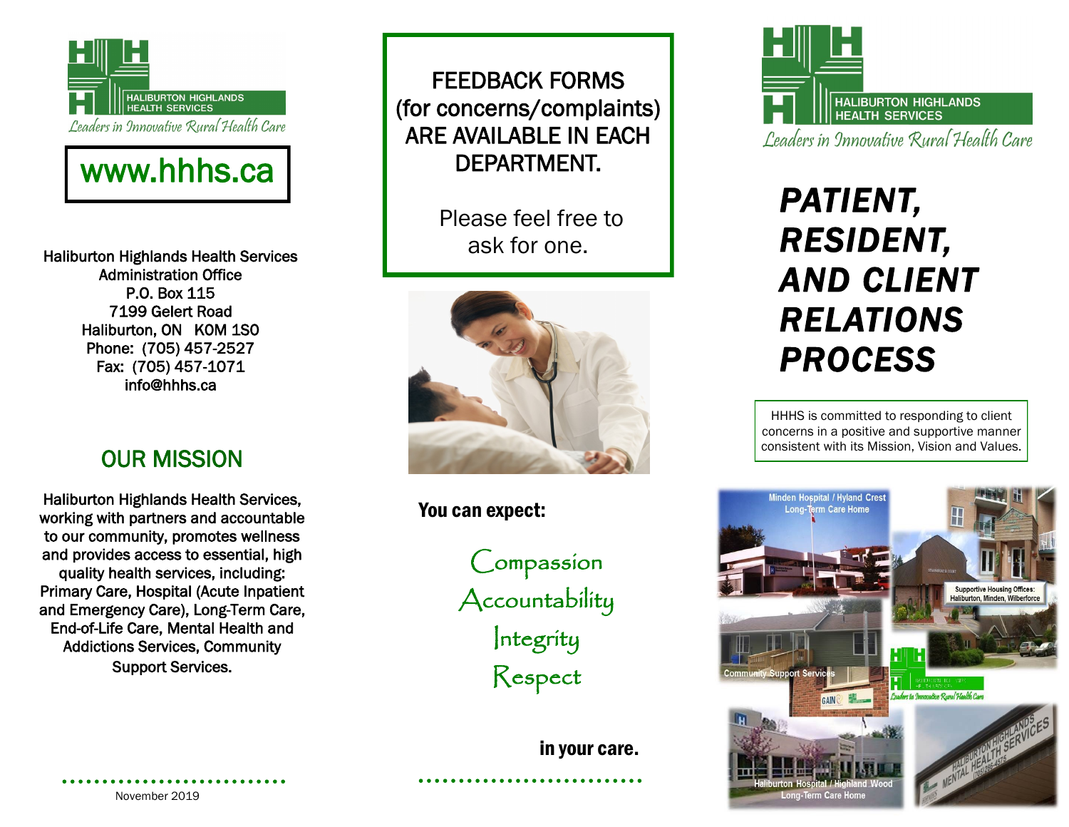HALIBURTON HIGHLANDS HEALTH SERVICES

*Leaders in Innovative Rural Health Care*

**www.hhhs.ca**

Haliburton Highlands Health Services
Administration Office
P.O. Box 115
7199 Gelert Road
Haliburton, ON   K0M 1S0
Phone: (705) 457-2527
Fax: (705) 457-1071
info@hhhs.ca

## OUR MISSION

Haliburton Highlands Health Services, working with partners and accountable to our community, promotes wellness and provides access to essential, high quality health services, including: Primary Care, Hospital (Acute Inpatient and Emergency Care), Long-Term Care, End-of-Life Care, Mental Health and Addictions Services, Community Support Services.

November 2019

**FEEDBACK FORMS (for concerns/complaints) ARE AVAILABLE IN EACH DEPARTMENT.**

Please feel free to ask for one.

**You can expect:**

Compassion
Accountability
Integrity
Respect

**in your care.**

HALIBURTON HIGHLANDS HEALTH SERVICES

*Leaders in Innovative Rural Health Care*

# PATIENT, RESIDENT, AND CLIENT RELATIONS PROCESS

HHHS is committed to responding to client concerns in a positive and supportive manner consistent with its Mission, Vision and Values.

Minden Hospital / Hyland Crest Long-Term Care Home

Supportive Housing Offices: Haliburton, Minden, Wilberforce

Community Support Services

Haliburton Hospital / Highland Wood Long-Term Care Home